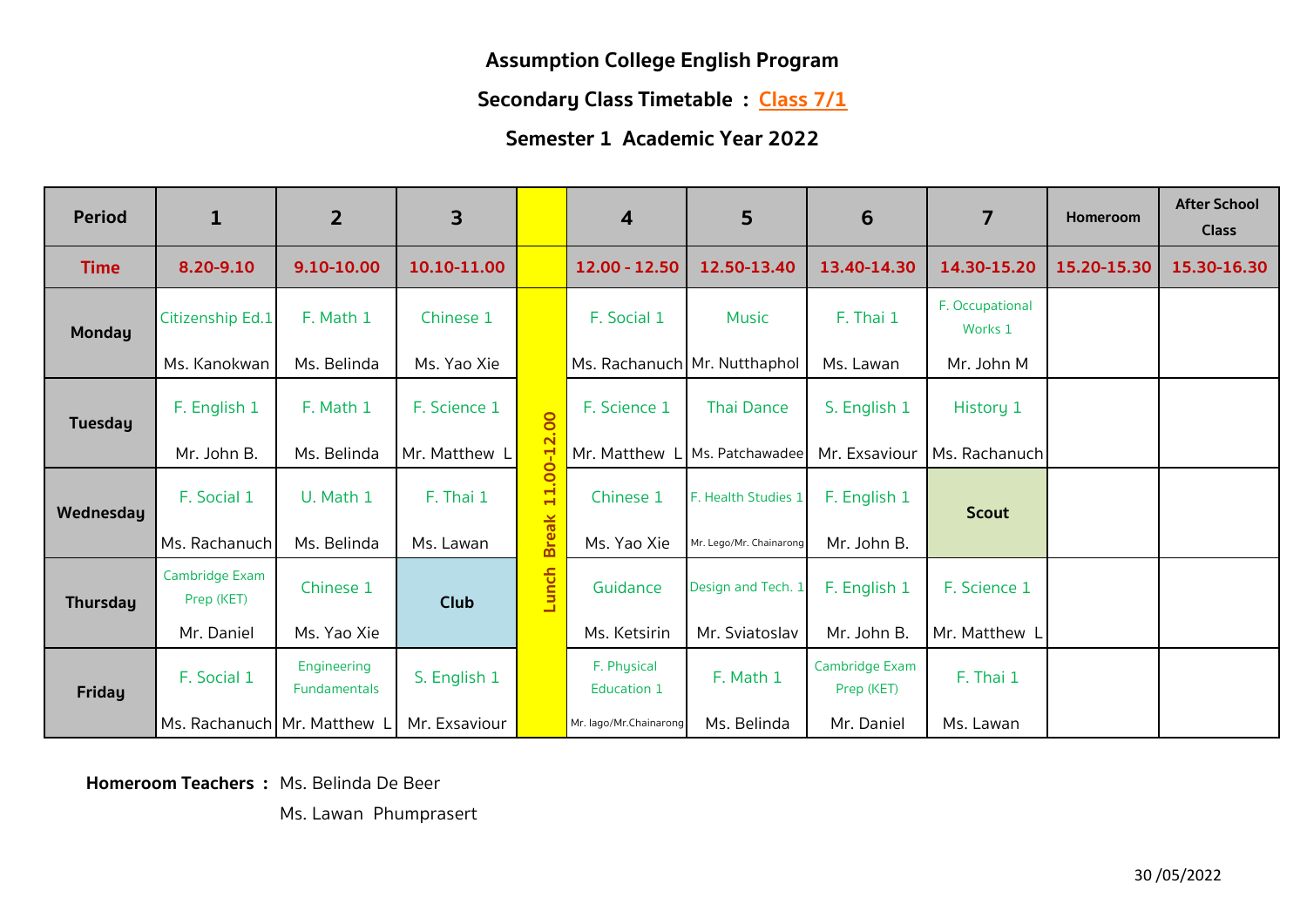**Assumption College English Program**

**Secondary Class Timetable : Class 7/1**

**Semester 1 Academic Year 2022**

| Period | 1 | 2 | 3 | | 4 | 5 | 6 | 7 | Homeroom | After School Class |
|---|---|---|---|---|---|---|---|---|---|---|
| Time | 8.20-9.10 | 9.10-10.00 | 10.10-11.00 | | 12.00 - 12.50 | 12.50-13.40 | 13.40-14.30 | 14.30-15.20 | 15.20-15.30 | 15.30-16.30 |
| Monday | Citizenship Ed.1 Ms. Kanokwan | F. Math 1 Ms. Belinda | Chinese 1 Ms. Yao Xie | Lunch Break 11.00-12.00 | F. Social 1 Ms. Rachanuch | Music Mr. Nutthaphol | F. Thai 1 Ms. Lawan | F. Occupational Works 1 Mr. John M | | |
| Tuesday | F. English 1 Mr. John B. | F. Math 1 Ms. Belinda | F. Science 1 Mr. Matthew L | | F. Science 1 Mr. Matthew L | Thai Dance Ms. Patchawadee | S. English 1 Mr. Exsaviour | History 1 Ms. Rachanuch | | |
| Wednesday | F. Social 1 Ms. Rachanuch | U. Math 1 Ms. Belinda | F. Thai 1 Ms. Lawan | | Chinese 1 Ms. Yao Xie | F. Health Studies 1 Mr. Lego/Mr. Chainarong | F. English 1 Mr. John B. | **Scout** | | |
| Thursday | Cambridge Exam Prep (KET) Mr. Daniel | Chinese 1 Ms. Yao Xie | **Club** | | Guidance Ms. Ketsirin | Design and Tech. 1 Mr. Sviatoslav | F. English 1 Mr. John B. | F. Science 1 Mr. Matthew L | | |
| Friday | F. Social 1 Ms. Rachanuch | Engineering Fundamentals Mr. Matthew L | S. English 1 Mr. Exsaviour | | F. Physical Education 1 Mr. Iago/Mr.Chainarong | F. Math 1 Ms. Belinda | Cambridge Exam Prep (KET) Mr. Daniel | F. Thai 1 Ms. Lawan | | |

**Homeroom Teachers :** Ms. Belinda De Beer
Ms. Lawan Phumprasert

30 /05/2022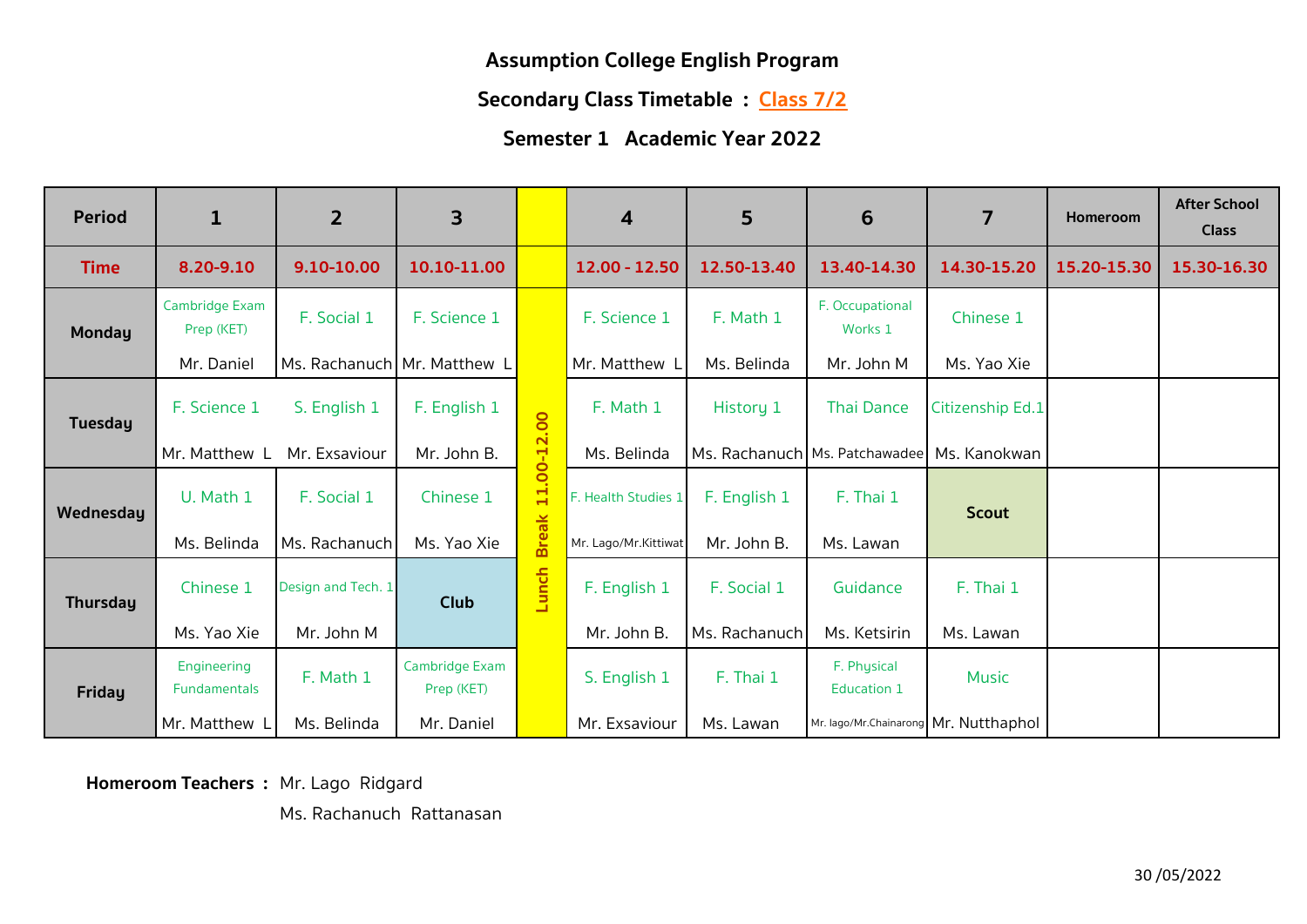## Assumption College English Program

## Secondary Class Timetable : Class 7/2

## Semester 1 Academic Year 2022

| Period | 1 | 2 | 3 | | 4 | 5 | 6 | 7 | Homeroom | After School Class |
|---|---|---|---|---|---|---|---|---|---|---|
| Time | 8.20-9.10 | 9.10-10.00 | 10.10-11.00 | | 12.00 - 12.50 | 12.50-13.40 | 13.40-14.30 | 14.30-15.20 | 15.20-15.30 | 15.30-16.30 |
| Monday | Cambridge Exam Prep (KET) Mr. Daniel | F. Social 1 Ms. Rachanuch | F. Science 1 Mr. Matthew L | Lunch Break 11.00-12.00 | F. Science 1 Mr. Matthew L | F. Math 1 Ms. Belinda | F. Occupational Works 1 Mr. John M | Chinese 1 Ms. Yao Xie | | |
| Tuesday | F. Science 1 Mr. Matthew L | S. English 1 Mr. Exsaviour | F. English 1 Mr. John B. | | F. Math 1 Ms. Belinda | History 1 Ms. Rachanuch | Thai Dance Ms. Patchawadee | Citizenship Ed.1 Ms. Kanokwan | | |
| Wednesday | U. Math 1 Ms. Belinda | F. Social 1 Ms. Rachanuch | Chinese 1 Ms. Yao Xie | | F. Health Studies 1 Mr. Lago/Mr.Kittiwat | F. English 1 Mr. John B. | F. Thai 1 Ms. Lawan | Scout | | |
| Thursday | Chinese 1 Ms. Yao Xie | Design and Tech. 1 Mr. John M | Club | | F. English 1 Mr. John B. | F. Social 1 Ms. Rachanuch | Guidance Ms. Ketsirin | F. Thai 1 Ms. Lawan | | |
| Friday | Engineering Fundamentals Mr. Matthew L | F. Math 1 Ms. Belinda | Cambridge Exam Prep (KET) Mr. Daniel | | S. English 1 Mr. Exsaviour | F. Thai 1 Ms. Lawan | F. Physical Education 1 Mr. lago/Mr.Chainarong | Music Mr. Nutthaphol | | |

**Homeroom Teachers :** Mr. Lago Ridgard
Ms. Rachanuch Rattanasan

30 /05/2022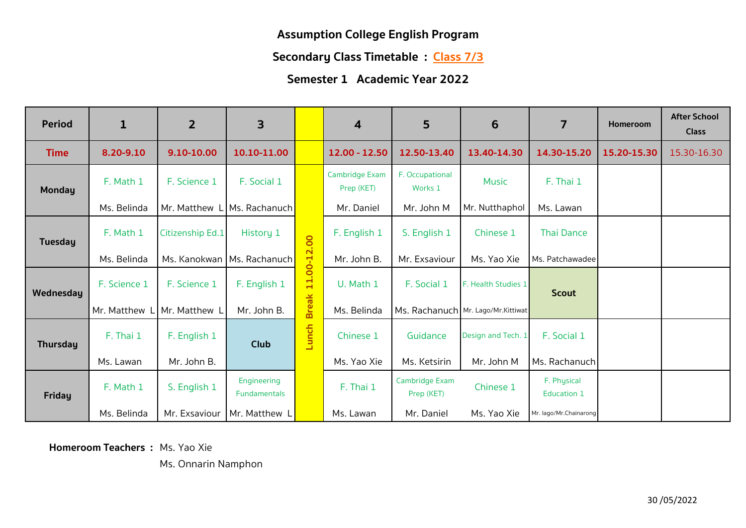**Assumption College English Program**

**Secondary Class Timetable : Class 7/3**

**Semester 1 Academic Year 2022**

| Period | 1 | 2 | 3 | | 4 | 5 | 6 | 7 | Homeroom | After School Class |
|---|---|---|---|---|---|---|---|---|---|---|
| **Time** | **8.20-9.10** | **9.10-10.00** | **10.10-11.00** | | **12.00 - 12.50** | **12.50-13.40** | **13.40-14.30** | **14.30-15.20** | **15.20-15.30** | 15.30-16.30 |
| **Monday** | F. Math 1<br>Ms. Belinda | F. Science 1<br>Mr. Matthew L | F. Social 1<br>Ms. Rachanuch | Lunch Break 11.00-12.00 | Cambridge Exam Prep (KET)<br>Mr. Daniel | F. Occupational Works 1<br>Mr. John M | Music<br>Mr. Nutthaphol | F. Thai 1<br>Ms. Lawan | | |
| **Tuesday** | F. Math 1<br>Ms. Belinda | Citizenship Ed.1<br>Ms. Kanokwan | History 1<br>Ms. Rachanuch | | F. English 1<br>Mr. John B. | S. English 1<br>Mr. Exsaviour | Chinese 1<br>Ms. Yao Xie | Thai Dance<br>Ms. Patchawadee | | |
| **Wednesday** | F. Science 1<br>Mr. Matthew L | F. Science 1<br>Mr. Matthew L | F. English 1<br>Mr. John B. | | U. Math 1<br>Ms. Belinda | F. Social 1<br>Ms. Rachanuch | F. Health Studies 1<br>Mr. Lago/Mr.Kittiwat | **Scout** | | |
| **Thursday** | F. Thai 1<br>Ms. Lawan | F. English 1<br>Mr. John B. | **Club** | | Chinese 1<br>Ms. Yao Xie | Guidance<br>Ms. Ketsirin | Design and Tech. 1<br>Mr. John M | F. Social 1<br>Ms. Rachanuch | | |
| **Friday** | F. Math 1<br>Ms. Belinda | S. English 1<br>Mr. Exsaviour | Engineering Fundamentals<br>Mr. Matthew L | | F. Thai 1<br>Ms. Lawan | Cambridge Exam Prep (KET)<br>Mr. Daniel | Chinese 1<br>Ms. Yao Xie | F. Physical Education 1<br>Mr. Iago/Mr.Chainarong | | |

**Homeroom Teachers :** Ms. Yao Xie
Ms. Onnarin Namphon

30 /05/2022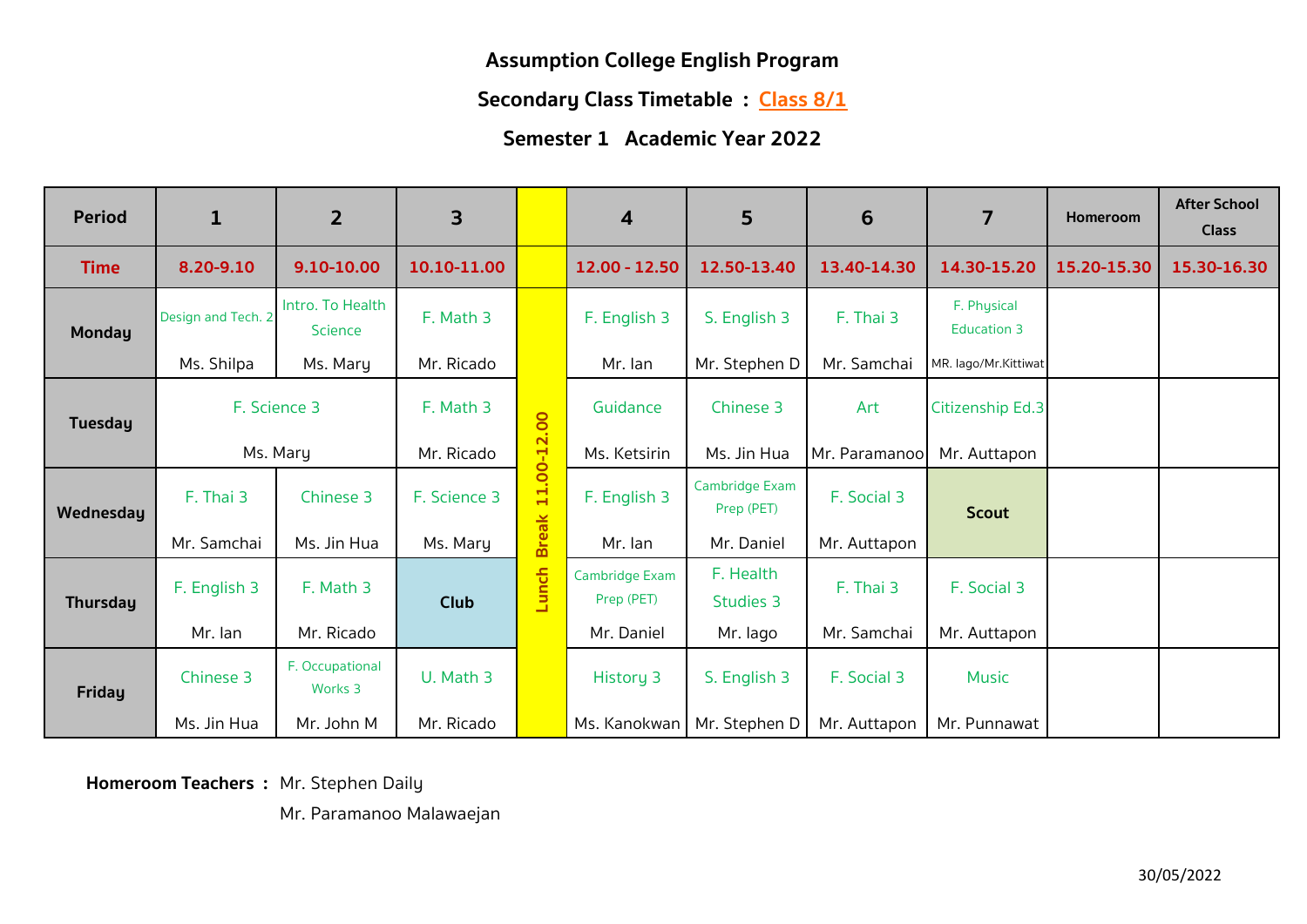**Assumption College English Program**

**Secondary Class Timetable : Class 8/1**

**Semester 1 Academic Year 2022**

| Period | 1 | 2 | 3 | | 4 | 5 | 6 | 7 | Homeroom | After School Class |
|---|---|---|---|---|---|---|---|---|---|---|
| Time | 8.20-9.10 | 9.10-10.00 | 10.10-11.00 | | 12.00 - 12.50 | 12.50-13.40 | 13.40-14.30 | 14.30-15.20 | 15.20-15.30 | 15.30-16.30 |
| Monday | Design and Tech. 2<br>Ms. Shilpa | Intro. To Health Science<br>Ms. Mary | F. Math 3<br>Mr. Ricado | Lunch Break 11.00-12.00 | F. English 3<br>Mr. Ian | S. English 3<br>Mr. Stephen D | F. Thai 3<br>Mr. Samchai | F. Physical Education 3<br>MR. Iago/Mr.Kittiwat | | |
| Tuesday | F. Science 3<br>Ms. Mary | | F. Math 3<br>Mr. Ricado | | Guidance<br>Ms. Ketsirin | Chinese 3<br>Ms. Jin Hua | Art<br>Mr. Paramanoo | Citizenship Ed.3<br>Mr. Auttapon | | |
| Wednesday | F. Thai 3<br>Mr. Samchai | Chinese 3<br>Ms. Jin Hua | F. Science 3<br>Ms. Mary | | F. English 3<br>Mr. Ian | Cambridge Exam Prep (PET)<br>Mr. Daniel | F. Social 3<br>Mr. Auttapon | **Scout** | | |
| Thursday | F. English 3<br>Mr. Ian | F. Math 3<br>Mr. Ricado | **Club** | | Cambridge Exam Prep (PET)<br>Mr. Daniel | F. Health Studies 3<br>Mr. Iago | F. Thai 3<br>Mr. Samchai | F. Social 3<br>Mr. Auttapon | | |
| Friday | Chinese 3<br>Ms. Jin Hua | F. Occupational Works 3<br>Mr. John M | U. Math 3<br>Mr. Ricado | | History 3<br>Ms. Kanokwan | S. English 3<br>Mr. Stephen D | F. Social 3<br>Mr. Auttapon | Music<br>Mr. Punnawat | | |

**Homeroom Teachers :** Mr. Stephen Daily
Mr. Paramanoo Malawaejan

30/05/2022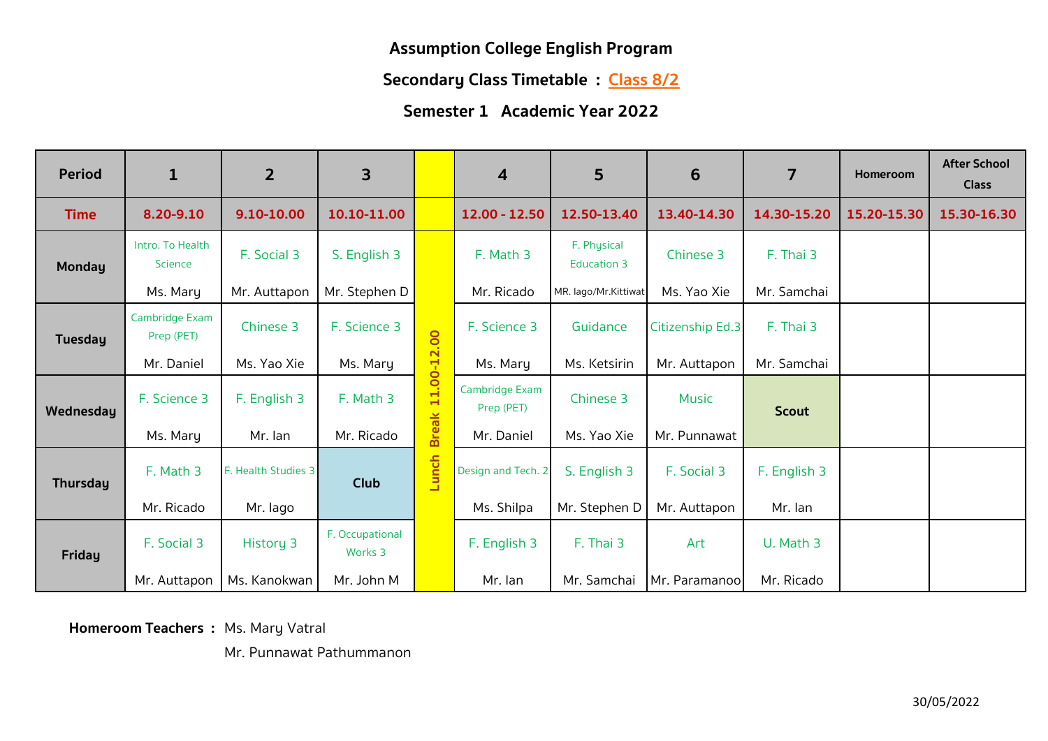**Assumption College English Program**

**Secondary Class Timetable : Class 8/2**

**Semester 1 Academic Year 2022**

| Period | 1 | 2 | 3 | | 4 | 5 | 6 | 7 | Homeroom | After School Class |
|---|---|---|---|---|---|---|---|---|---|---|
| Time | 8.20-9.10 | 9.10-10.00 | 10.10-11.00 | | 12.00 - 12.50 | 12.50-13.40 | 13.40-14.30 | 14.30-15.20 | 15.20-15.30 | 15.30-16.30 |
| Monday | Intro. To Health Science<br>Ms. Mary | F. Social 3<br>Mr. Auttapon | S. English 3<br>Mr. Stephen D | Lunch Break 11.00-12.00 | F. Math 3<br>Mr. Ricado | F. Physical Education 3<br>MR. Iago/Mr.Kittiwat | Chinese 3<br>Ms. Yao Xie | F. Thai 3<br>Mr. Samchai | | |
| Tuesday | Cambridge Exam Prep (PET)<br>Mr. Daniel | Chinese 3<br>Ms. Yao Xie | F. Science 3<br>Ms. Mary | | F. Science 3<br>Ms. Mary | Guidance<br>Ms. Ketsirin | Citizenship Ed.3<br>Mr. Auttapon | F. Thai 3<br>Mr. Samchai | | |
| Wednesday | F. Science 3<br>Ms. Mary | F. English 3<br>Mr. Ian | F. Math 3<br>Mr. Ricado | | Cambridge Exam Prep (PET)<br>Mr. Daniel | Chinese 3<br>Ms. Yao Xie | Music<br>Mr. Punnawat | Scout | | |
| Thursday | F. Math 3<br>Mr. Ricado | F. Health Studies 3<br>Mr. Iago | Club | | Design and Tech. 2<br>Ms. Shilpa | S. English 3<br>Mr. Stephen D | F. Social 3<br>Mr. Auttapon | F. English 3<br>Mr. Ian | | |
| Friday | F. Social 3<br>Mr. Auttapon | History 3<br>Ms. Kanokwan | F. Occupational Works 3<br>Mr. John M | | F. English 3<br>Mr. Ian | F. Thai 3<br>Mr. Samchai | Art<br>Mr. Paramanoo | U. Math 3<br>Mr. Ricado | | |

**Homeroom Teachers :** Ms. Mary Vatral
Mr. Punnawat Pathummanon

30/05/2022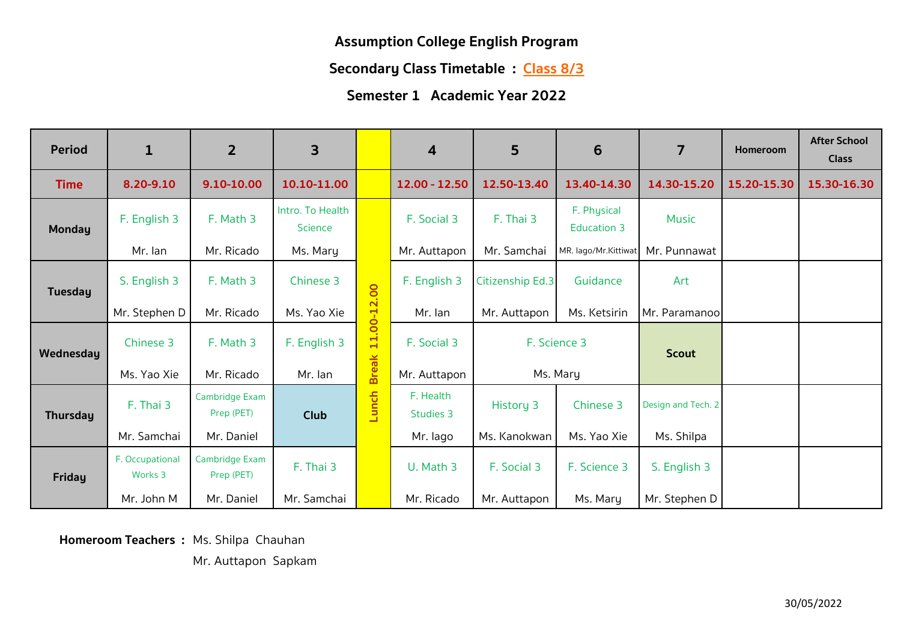**Assumption College English Program**

**Secondary Class Timetable : Class 8/3**

**Semester 1 Academic Year 2022**

| Period | 1 | 2 | 3 | | 4 | 5 | 6 | 7 | Homeroom | After School Class |
|---|---|---|---|---|---|---|---|---|---|---|
| Time | 8.20-9.10 | 9.10-10.00 | 10.10-11.00 | | 12.00 - 12.50 | 12.50-13.40 | 13.40-14.30 | 14.30-15.20 | 15.20-15.30 | 15.30-16.30 |
| Monday | F. English 3 Mr. Ian | F. Math 3 Mr. Ricado | Intro. To Health Science Ms. Mary | Lunch Break 11.00-12.00 | F. Social 3 Mr. Auttapon | F. Thai 3 Mr. Samchai | F. Physical Education 3 MR. Iago/Mr.Kittiwat | Music Mr. Punnawat | | |
| Tuesday | S. English 3 Mr. Stephen D | F. Math 3 Mr. Ricado | Chinese 3 Ms. Yao Xie | | F. English 3 Mr. Ian | Citizenship Ed.3 Mr. Auttapon | Guidance Ms. Ketsirin | Art Mr. Paramanoo | | |
| Wednesday | Chinese 3 Ms. Yao Xie | F. Math 3 Mr. Ricado | F. English 3 Mr. Ian | | F. Social 3 Mr. Auttapon | F. Science 3 Ms. Mary | | Scout | | |
| Thursday | F. Thai 3 Mr. Samchai | Cambridge Exam Prep (PET) Mr. Daniel | Club | | F. Health Studies 3 Mr. Iago | History 3 Ms. Kanokwan | Chinese 3 Ms. Yao Xie | Design and Tech. 2 Ms. Shilpa | | |
| Friday | F. Occupational Works 3 Mr. John M | Cambridge Exam Prep (PET) Mr. Daniel | F. Thai 3 Mr. Samchai | | U. Math 3 Mr. Ricado | F. Social 3 Mr. Auttapon | F. Science 3 Ms. Mary | S. English 3 Mr. Stephen D | | |

**Homeroom Teachers :** Ms. Shilpa Chauhan
Mr. Auttapon Sapkam

30/05/2022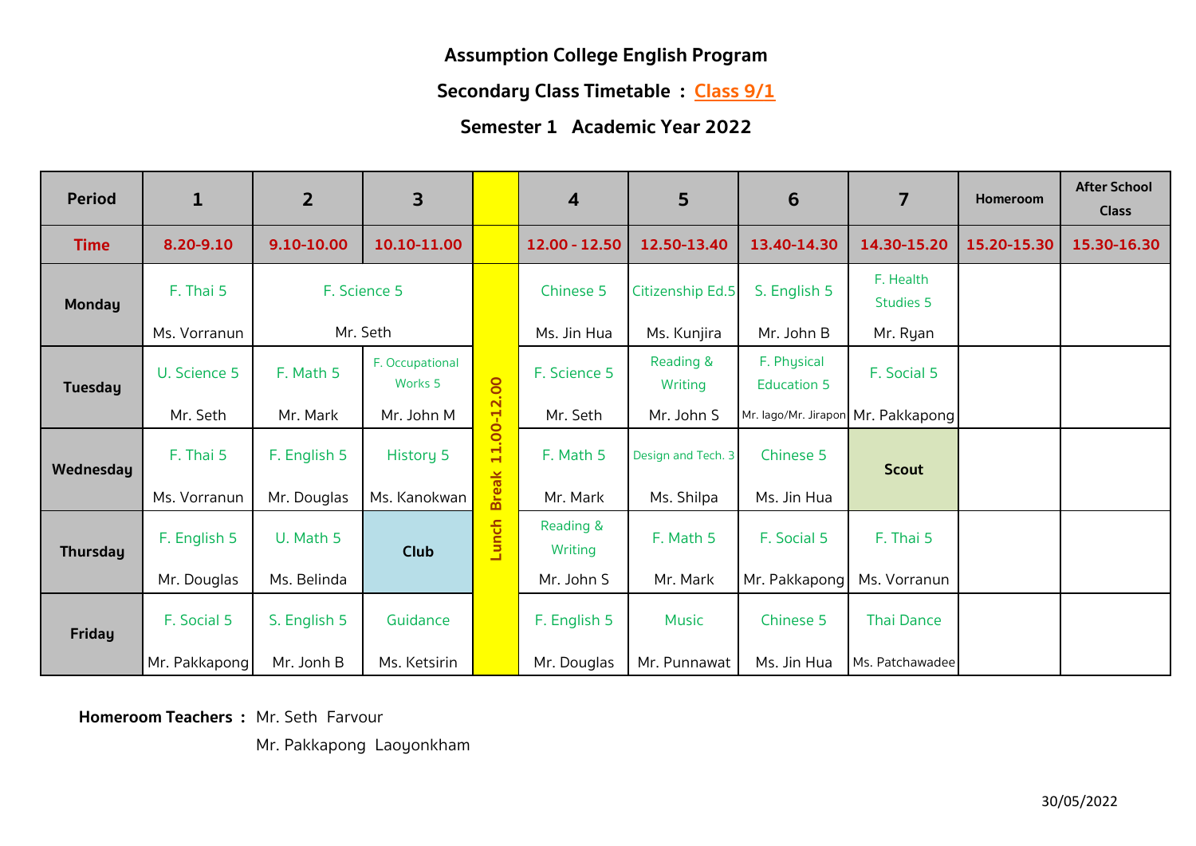**Assumption College English Program**

**Secondary Class Timetable : Class 9/1**

**Semester 1 Academic Year 2022**

| Period | 1 | 2 | 3 | | 4 | 5 | 6 | 7 | Homeroom | After School Class |
|---|---|---|---|---|---|---|---|---|---|---|
| Time | 8.20-9.10 | 9.10-10.00 | 10.10-11.00 | | 12.00 - 12.50 | 12.50-13.40 | 13.40-14.30 | 14.30-15.20 | 15.20-15.30 | 15.30-16.30 |
| Monday | F. Thai 5 Ms. Vorranun | F. Science 5 Mr. Seth | | Lunch Break 11.00-12.00 | Chinese 5 Ms. Jin Hua | Citizenship Ed.5 Ms. Kunjira | S. English 5 Mr. John B | F. Health Studies 5 Mr. Ryan | | |
| Tuesday | U. Science 5 Mr. Seth | F. Math 5 Mr. Mark | F. Occupational Works 5 Mr. John M | | F. Science 5 Mr. Seth | Reading & Writing Mr. John S | F. Physical Education 5 Mr. Iago/Mr. Jirapon | F. Social 5 Mr. Pakkapong | | |
| Wednesday | F. Thai 5 Ms. Vorranun | F. English 5 Mr. Douglas | History 5 Ms. Kanokwan | | F. Math 5 Mr. Mark | Design and Tech. 3 Ms. Shilpa | Chinese 5 Ms. Jin Hua | Scout | | |
| Thursday | F. English 5 Mr. Douglas | U. Math 5 Ms. Belinda | Club | | Reading & Writing Mr. John S | F. Math 5 Mr. Mark | F. Social 5 Mr. Pakkapong | F. Thai 5 Ms. Vorranun | | |
| Friday | F. Social 5 Mr. Pakkapong | S. English 5 Mr. Jonh B | Guidance Ms. Ketsirin | | F. English 5 Mr. Douglas | Music Mr. Punnawat | Chinese 5 Ms. Jin Hua | Thai Dance Ms. Patchawadee | | |

**Homeroom Teachers :** Mr. Seth Farvour
Mr. Pakkapong Laoyonkham

30/05/2022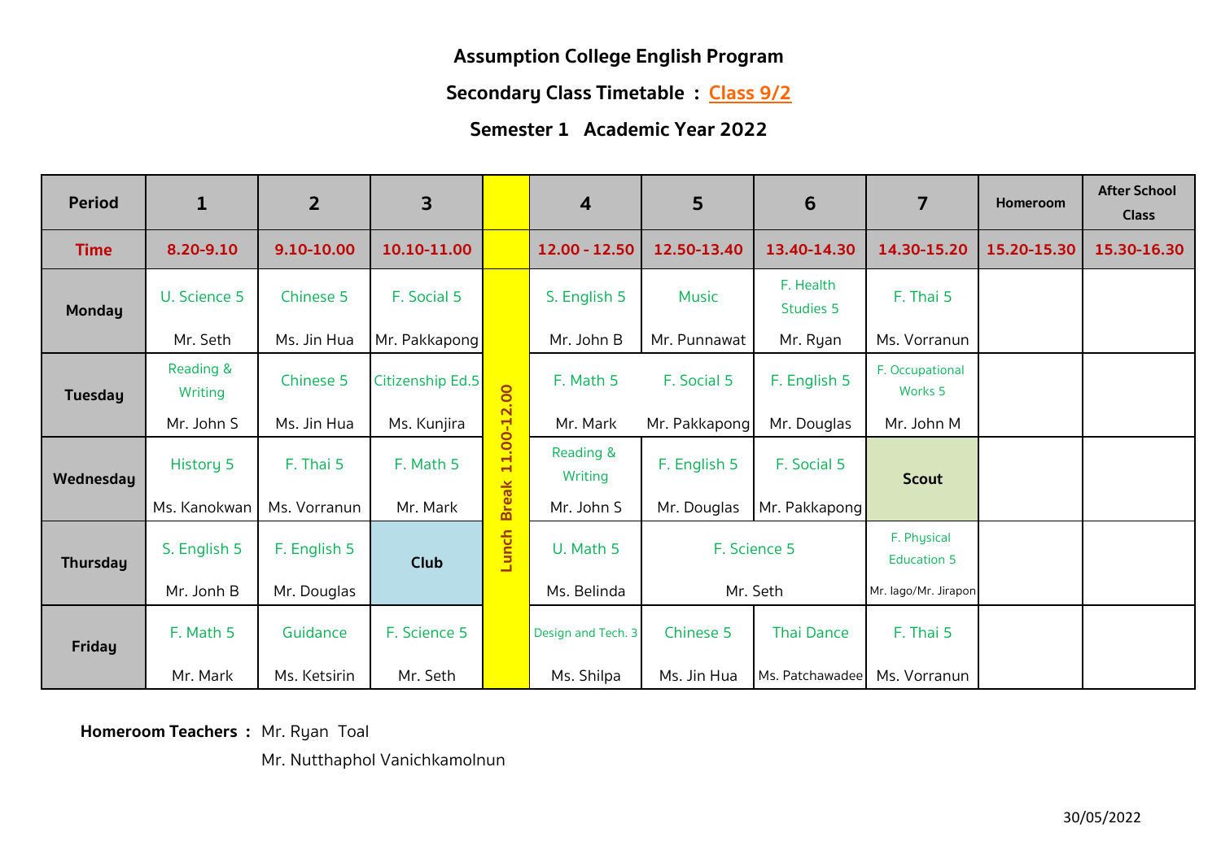**Assumption College English Program**

**Secondary Class Timetable : Class 9/2**

**Semester 1 Academic Year 2022**

| Period | 1 | 2 | 3 | | 4 | 5 | 6 | 7 | Homeroom | After School Class |
|---|---|---|---|---|---|---|---|---|---|---|
| Time | 8.20-9.10 | 9.10-10.00 | 10.10-11.00 | | 12.00 - 12.50 | 12.50-13.40 | 13.40-14.30 | 14.30-15.20 | 15.20-15.30 | 15.30-16.30 |
| Monday | U. Science 5<br>Mr. Seth | Chinese 5<br>Ms. Jin Hua | F. Social 5<br>Mr. Pakkapong | Lunch Break 11.00-12.00 | S. English 5<br>Mr. John B | Music<br>Mr. Punnawat | F. Health Studies 5<br>Mr. Ryan | F. Thai 5<br>Ms. Vorranun | | |
| Tuesday | Reading & Writing<br>Mr. John S | Chinese 5<br>Ms. Jin Hua | Citizenship Ed.5<br>Ms. Kunjira | | F. Math 5<br>Mr. Mark | F. Social 5<br>Mr. Pakkapong | F. English 5<br>Mr. Douglas | F. Occupational Works 5<br>Mr. John M | | |
| Wednesday | History 5<br>Ms. Kanokwan | F. Thai 5<br>Ms. Vorranun | F. Math 5<br>Mr. Mark | | Reading & Writing<br>Mr. John S | F. English 5<br>Mr. Douglas | F. Social 5<br>Mr. Pakkapong | **Scout** | | |
| Thursday | S. English 5<br>Mr. Jonh B | F. English 5<br>Mr. Douglas | **Club** | | U. Math 5<br>Ms. Belinda | F. Science 5<br>Mr. Seth | | F. Physical Education 5<br>Mr. Iago/Mr. Jirapon | | |
| Friday | F. Math 5<br>Mr. Mark | Guidance<br>Ms. Ketsirin | F. Science 5<br>Mr. Seth | | Design and Tech. 3<br>Ms. Shilpa | Chinese 5<br>Ms. Jin Hua | Thai Dance<br>Ms. Patchawadee | F. Thai 5<br>Ms. Vorranun | | |

**Homeroom Teachers :** Mr. Ryan Toal
Mr. Nutthaphol Vanichkamolnun

30/05/2022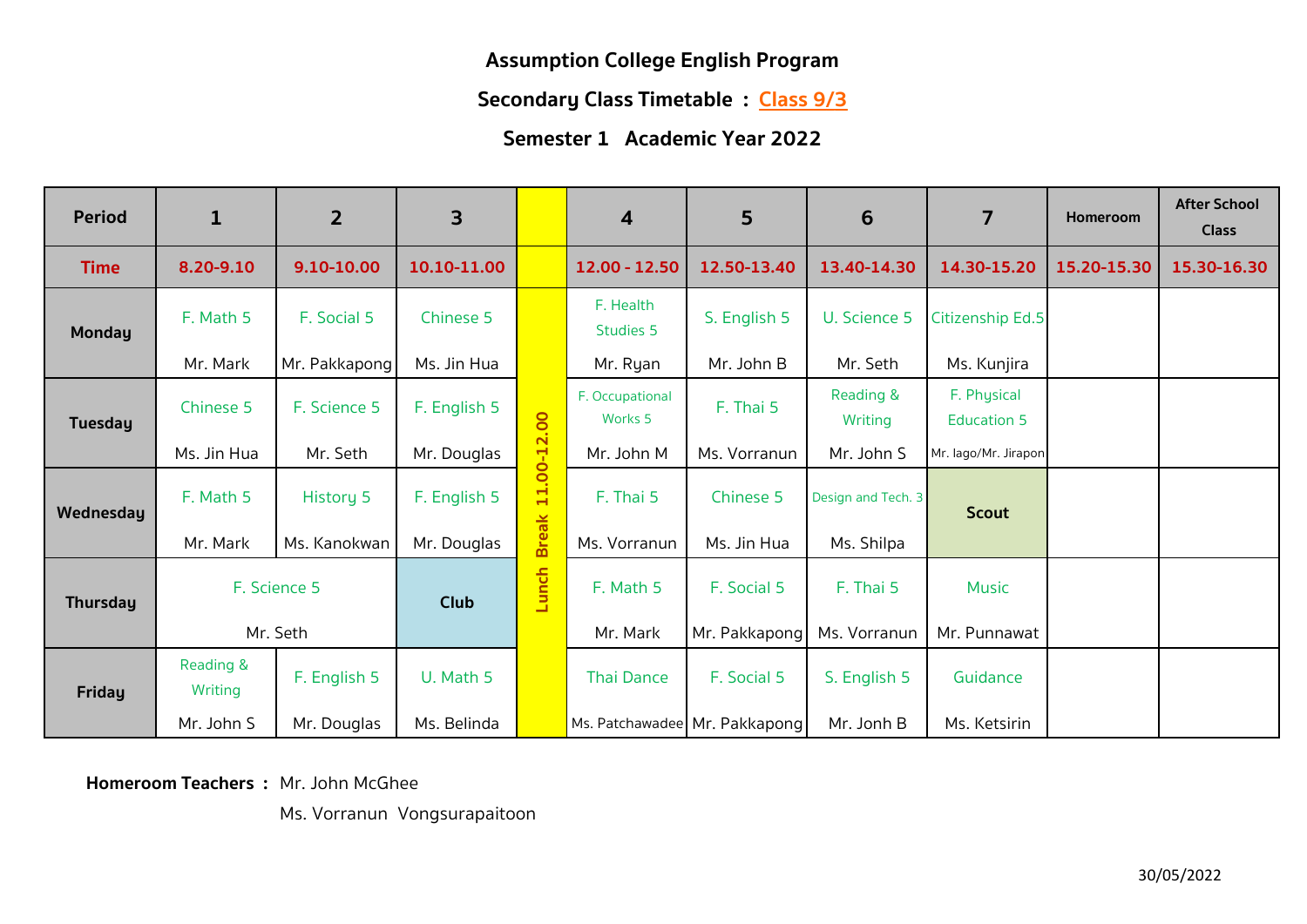**Assumption College English Program**

**Secondary Class Timetable : Class 9/3**

**Semester 1 Academic Year 2022**

| Period | 1 | 2 | 3 | | 4 | 5 | 6 | 7 | Homeroom | After School Class |
|---|---|---|---|---|---|---|---|---|---|---|
| Time | 8.20-9.10 | 9.10-10.00 | 10.10-11.00 | | 12.00 - 12.50 | 12.50-13.40 | 13.40-14.30 | 14.30-15.20 | 15.20-15.30 | 15.30-16.30 |
| Monday | F. Math 5 Mr. Mark | F. Social 5 Mr. Pakkapong | Chinese 5 Ms. Jin Hua | Lunch Break 11.00-12.00 | F. Health Studies 5 Mr. Ryan | S. English 5 Mr. John B | U. Science 5 Mr. Seth | Citizenship Ed.5 Ms. Kunjira | | |
| Tuesday | Chinese 5 Ms. Jin Hua | F. Science 5 Mr. Seth | F. English 5 Mr. Douglas | | F. Occupational Works 5 Mr. John M | F. Thai 5 Ms. Vorranun | Reading & Writing Mr. John S | F. Physical Education 5 Mr. Iago/Mr. Jirapon | | |
| Wednesday | F. Math 5 Mr. Mark | History 5 Ms. Kanokwan | F. English 5 Mr. Douglas | | F. Thai 5 Ms. Vorranun | Chinese 5 Ms. Jin Hua | Design and Tech. 3 Ms. Shilpa | **Scout** | | |
| Thursday | F. Science 5 Mr. Seth | | **Club** | | F. Math 5 Mr. Mark | F. Social 5 Mr. Pakkapong | F. Thai 5 Ms. Vorranun | Music Mr. Punnawat | | |
| Friday | Reading & Writing Mr. John S | F. English 5 Mr. Douglas | U. Math 5 Ms. Belinda | | Thai Dance Ms. Patchawadee | F. Social 5 Mr. Pakkapong | S. English 5 Mr. Jonh B | Guidance Ms. Ketsirin | | |

**Homeroom Teachers :** Mr. John McGhee
Ms. Vorranun Vongsurapaitoon

30/05/2022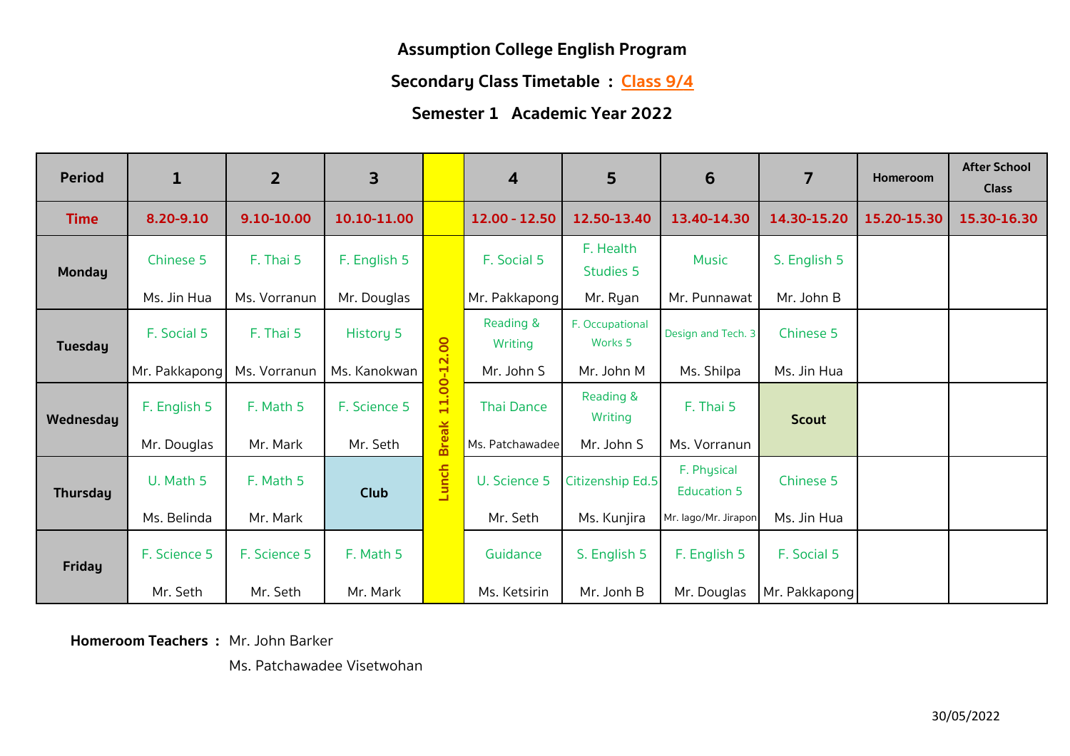**Assumption College English Program**

**Secondary Class Timetable : Class 9/4**

**Semester 1 Academic Year 2022**

| Period | 1 | 2 | 3 | | 4 | 5 | 6 | 7 | Homeroom | After School Class |
|---|---|---|---|---|---|---|---|---|---|---|
| Time | 8.20-9.10 | 9.10-10.00 | 10.10-11.00 | | 12.00 - 12.50 | 12.50-13.40 | 13.40-14.30 | 14.30-15.20 | 15.20-15.30 | 15.30-16.30 |
| Monday | Chinese 5<br>Ms. Jin Hua | F. Thai 5<br>Ms. Vorranun | F. English 5<br>Mr. Douglas | Lunch Break 11.00-12.00 | F. Social 5<br>Mr. Pakkapong | F. Health Studies 5<br>Mr. Ryan | Music<br>Mr. Punnawat | S. English 5<br>Mr. John B | | |
| Tuesday | F. Social 5<br>Mr. Pakkapong | F. Thai 5<br>Ms. Vorranun | History 5<br>Ms. Kanokwan | | Reading & Writing<br>Mr. John S | F. Occupational Works 5<br>Mr. John M | Design and Tech. 3<br>Ms. Shilpa | Chinese 5<br>Ms. Jin Hua | | |
| Wednesday | F. English 5<br>Mr. Douglas | F. Math 5<br>Mr. Mark | F. Science 5<br>Mr. Seth | | Thai Dance<br>Ms. Patchawadee | Reading & Writing<br>Mr. John S | F. Thai 5<br>Ms. Vorranun | **Scout** | | |
| Thursday | U. Math 5<br>Ms. Belinda | F. Math 5<br>Mr. Mark | **Club** | | U. Science 5<br>Mr. Seth | Citizenship Ed.5<br>Ms. Kunjira | F. Physical Education 5<br>Mr. Iago/Mr. Jirapon | Chinese 5<br>Ms. Jin Hua | | |
| Friday | F. Science 5<br>Mr. Seth | F. Science 5<br>Mr. Seth | F. Math 5<br>Mr. Mark | | Guidance<br>Ms. Ketsirin | S. English 5<br>Mr. Jonh B | F. English 5<br>Mr. Douglas | F. Social 5<br>Mr. Pakkapong | | |

**Homeroom Teachers :** Mr. John Barker
Ms. Patchawadee Visetwohan

30/05/2022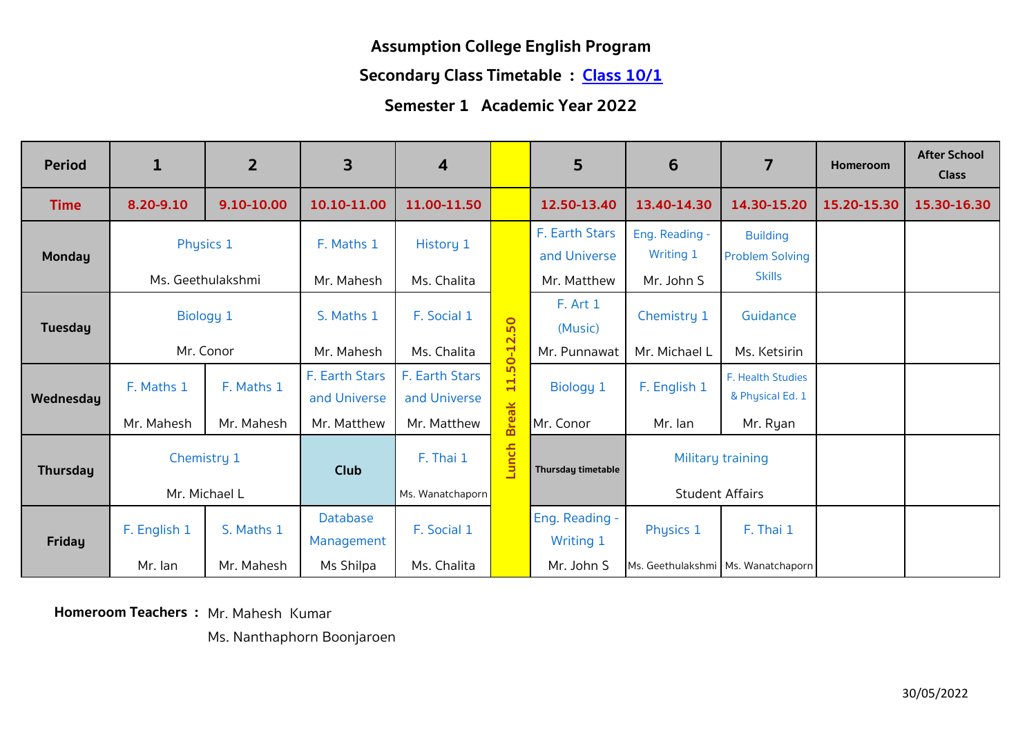**Assumption College English Program**

**Secondary Class Timetable : Class 10/1**

**Semester 1 Academic Year 2022**

| Period | 1 | 2 | 3 | 4 | | 5 | 6 | 7 | Homeroom | After School Class |
|---|---|---|---|---|---|---|---|---|---|---|
| Time | 8.20-9.10 | 9.10-10.00 | 10.10-11.00 | 11.00-11.50 | | 12.50-13.40 | 13.40-14.30 | 14.30-15.20 | 15.20-15.30 | 15.30-16.30 |
| Monday | Physics 1 Ms. Geethulakshmi | | F. Maths 1 Mr. Mahesh | History 1 Ms. Chalita | Lunch Break 11.50-12.50 | F. Earth Stars and Universe Mr. Matthew | Eng. Reading - Writing 1 Mr. John S | Building Problem Solving Skills | | |
| Tuesday | Biology 1 Mr. Conor | | S. Maths 1 Mr. Mahesh | F. Social 1 Ms. Chalita | | F. Art 1 (Music) Mr. Punnawat | Chemistry 1 Mr. Michael L | Guidance Ms. Ketsirin | | |
| Wednesday | F. Maths 1 Mr. Mahesh | F. Maths 1 Mr. Mahesh | F. Earth Stars and Universe Mr. Matthew | F. Earth Stars and Universe Mr. Matthew | | Biology 1 Mr. Conor | F. English 1 Mr. Ian | F. Health Studies & Physical Ed. 1 Mr. Ryan | | |
| Thursday | Chemistry 1 Mr. Michael L | | Club | F. Thai 1 Ms. Wanatchaporn | | Thursday timetable | Military training Student Affairs | | | |
| Friday | F. English 1 Mr. Ian | S. Maths 1 Mr. Mahesh | Database Management Ms Shilpa | F. Social 1 Ms. Chalita | | Eng. Reading - Writing 1 Mr. John S | Physics 1 Ms. Geethulakshmi | F. Thai 1 Ms. Wanatchaporn | | |

**Homeroom Teachers :** Mr. Mahesh Kumar
Ms. Nanthaphorn Boonjaroen

30/05/2022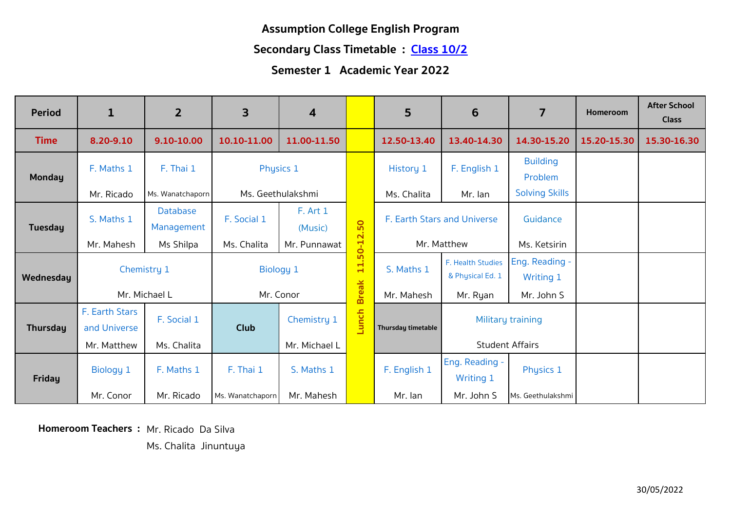**Assumption College English Program**

**Secondary Class Timetable : Class 10/2**

**Semester 1 Academic Year 2022**

| Period | 1 | 2 | 3 | 4 | | 5 | 6 | 7 | Homeroom | After School Class |
|---|---|---|---|---|---|---|---|---|---|---|
| Time | 8.20-9.10 | 9.10-10.00 | 10.10-11.00 | 11.00-11.50 | | 12.50-13.40 | 13.40-14.30 | 14.30-15.20 | 15.20-15.30 | 15.30-16.30 |
| **Monday** | F. Maths 1 Mr. Ricado | F. Thai 1 Ms. Wanatchaporn | Physics 1 Ms. Geethulakshmi | | Lunch Break 11.50-12.50 | History 1 Ms. Chalita | F. English 1 Mr. Ian | Building Problem Solving Skills | | |
| **Tuesday** | S. Maths 1 Mr. Mahesh | Database Management Ms Shilpa | F. Social 1 Ms. Chalita | F. Art 1 (Music) Mr. Punnawat | | F. Earth Stars and Universe Mr. Matthew | | Guidance Ms. Ketsirin | | |
| **Wednesday** | Chemistry 1 Mr. Michael L | | Biology 1 Mr. Conor | | | S. Maths 1 Mr. Mahesh | F. Health Studies & Physical Ed. 1 Mr. Ryan | Eng. Reading - Writing 1 Mr. John S | | |
| **Thursday** | F. Earth Stars and Universe Mr. Matthew | F. Social 1 Ms. Chalita | Club | Chemistry 1 Mr. Michael L | | Thursday timetable | Military training Student Affairs | | | |
| **Friday** | Biology 1 Mr. Conor | F. Maths 1 Mr. Ricado | F. Thai 1 Ms. Wanatchaporn | S. Maths 1 Mr. Mahesh | | F. English 1 Mr. Ian | Eng. Reading - Writing 1 Mr. John S | Physics 1 Ms. Geethulakshmi | | |

**Homeroom Teachers :** Mr. Ricado Da Silva
Ms. Chalita Jinuntuya

30/05/2022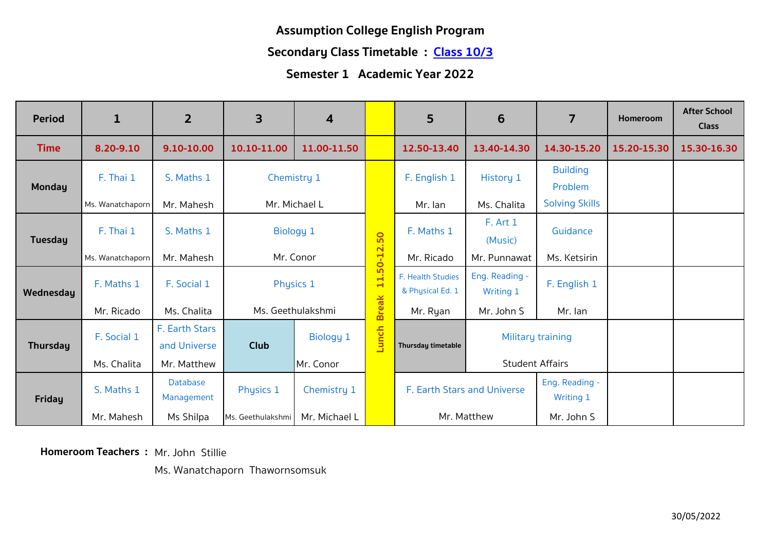# Assumption College English Program

## Secondary Class Timetable : Class 10/3

## Semester 1 Academic Year 2022

| Period | 1 | 2 | 3 | 4 | | 5 | 6 | 7 | Homeroom | After School Class |
|---|---|---|---|---|---|---|---|---|---|---|
| Time | 8.20-9.10 | 9.10-10.00 | 10.10-11.00 | 11.00-11.50 | | 12.50-13.40 | 13.40-14.30 | 14.30-15.20 | 15.20-15.30 | 15.30-16.30 |
| Monday | F. Thai 1 Ms. Wanatchaporn | S. Maths 1 Mr. Mahesh | Chemistry 1 Mr. Michael L | | Lunch Break 11.50-12.50 | F. English 1 Mr. Ian | History 1 Ms. Chalita | Building Problem Solving Skills | | |
| Tuesday | F. Thai 1 Ms. Wanatchaporn | S. Maths 1 Mr. Mahesh | Biology 1 Mr. Conor | | | F. Maths 1 Mr. Ricado | F. Art 1 (Music) Mr. Punnawat | Guidance Ms. Ketsirin | | |
| Wednesday | F. Maths 1 Mr. Ricado | F. Social 1 Ms. Chalita | Physics 1 Ms. Geethulakshmi | | | F. Health Studies & Physical Ed. 1 Mr. Ryan | Eng. Reading - Writing 1 Mr. John S | F. English 1 Mr. Ian | | |
| Thursday | F. Social 1 Ms. Chalita | F. Earth Stars and Universe Mr. Matthew | Club | Biology 1 Mr. Conor | | Thursday timetable | Military training Student Affairs | | | |
| Friday | S. Maths 1 Mr. Mahesh | Database Management Ms Shilpa | Physics 1 Ms. Geethulakshmi | Chemistry 1 Mr. Michael L | | F. Earth Stars and Universe Mr. Matthew | | Eng. Reading - Writing 1 Mr. John S | | |

**Homeroom Teachers :** Mr. John Stillie
Ms. Wanatchaporn Thawornsomsuk

30/05/2022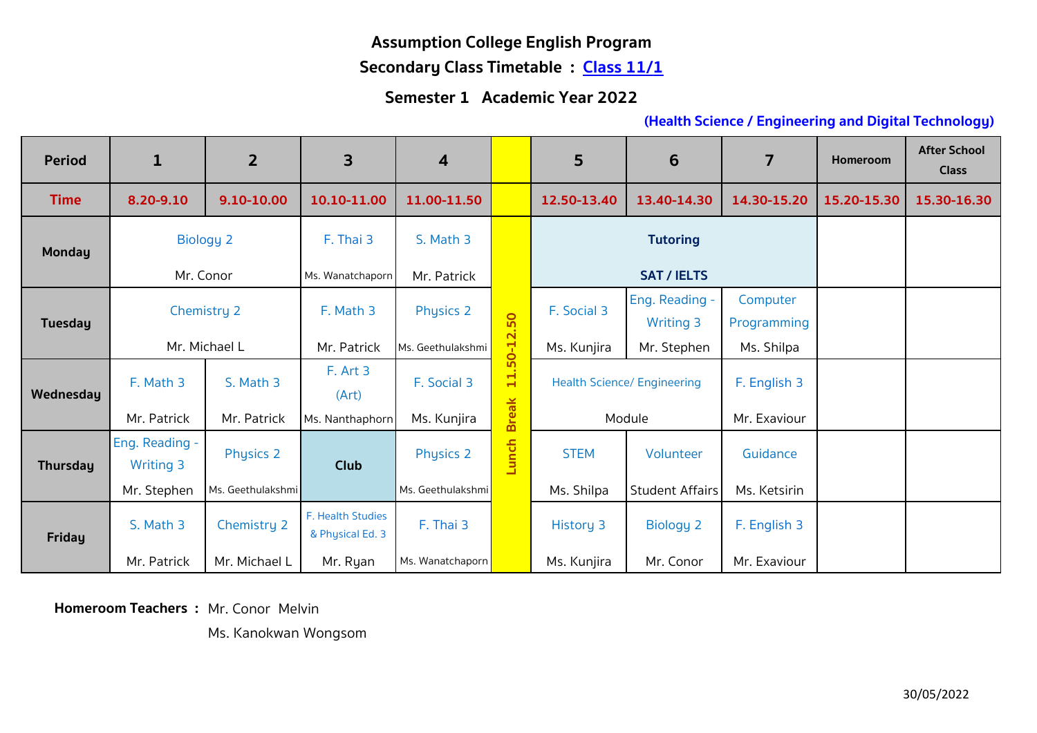# Assumption College English Program

## Secondary Class Timetable : Class 11/1

### Semester 1 Academic Year 2022

**(Health Science / Engineering and Digital Technology)**

| Period | 1 | 2 | 3 | 4 | | 5 | 6 | 7 | Homeroom | After School Class |
|---|---|---|---|---|---|---|---|---|---|---|
| Time | 8.20-9.10 | 9.10-10.00 | 10.10-11.00 | 11.00-11.50 | | 12.50-13.40 | 13.40-14.30 | 14.30-15.20 | 15.20-15.30 | 15.30-16.30 |
| Monday | Biology 2 Mr. Conor | | F. Thai 3 Ms. Wanatchaporn | S. Math 3 Mr. Patrick | Lunch Break 11.50-12.50 | Tutoring SAT / IELTS | | | | |
| Tuesday | Chemistry 2 Mr. Michael L | | F. Math 3 Mr. Patrick | Physics 2 Ms. Geethulakshmi | | F. Social 3 Ms. Kunjira | Eng. Reading - Writing 3 Mr. Stephen | Computer Programming Ms. Shilpa | | |
| Wednesday | F. Math 3 Mr. Patrick | S. Math 3 Mr. Patrick | F. Art 3 (Art) Ms. Nanthaphorn | F. Social 3 Ms. Kunjira | | Health Science/ Engineering Module | | F. English 3 Mr. Exaviour | | |
| Thursday | Eng. Reading - Writing 3 Mr. Stephen | Physics 2 Ms. Geethulakshmi | Club | Physics 2 Ms. Geethulakshmi | | STEM Ms. Shilpa | Volunteer Student Affairs | Guidance Ms. Ketsirin | | |
| Friday | S. Math 3 Mr. Patrick | Chemistry 2 Mr. Michael L | F. Health Studies & Physical Ed. 3 Mr. Ryan | F. Thai 3 Ms. Wanatchaporn | | History 3 Ms. Kunjira | Biology 2 Mr. Conor | F. English 3 Mr. Exaviour | | |

**Homeroom Teachers :** Mr. Conor Melvin

Ms. Kanokwan Wongsom

30/05/2022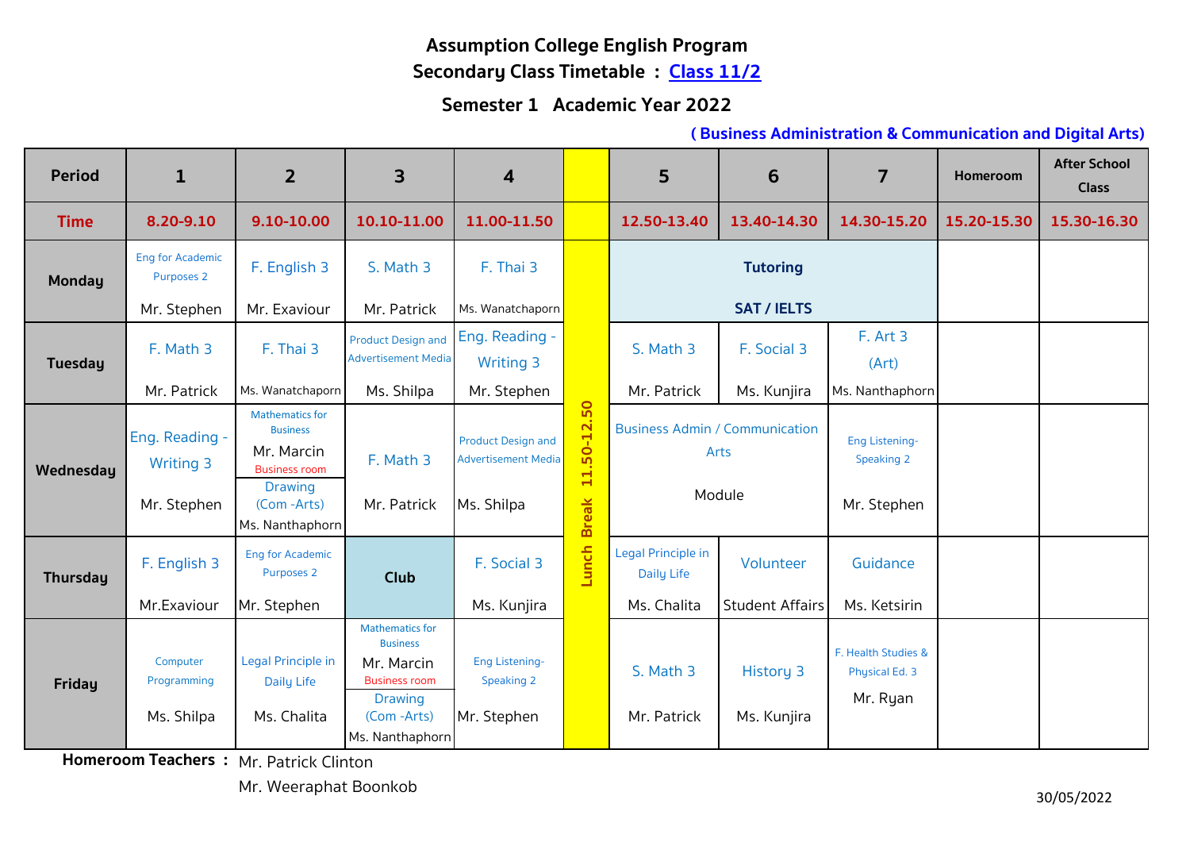# Assumption College English Program

## Secondary Class Timetable : Class 11/2

### Semester 1 Academic Year 2022

**( Business Administration & Communication and Digital Arts)**

| Period | 1 | 2 | 3 | 4 | | 5 | 6 | 7 | Homeroom | After School Class |
|---|---|---|---|---|---|---|---|---|---|---|
| **Time** | 8.20-9.10 | 9.10-10.00 | 10.10-11.00 | 11.00-11.50 | | 12.50-13.40 | 13.40-14.30 | 14.30-15.20 | 15.20-15.30 | 15.30-16.30 |
| **Monday** | Eng for Academic Purposes 2 Mr. Stephen | F. English 3 Mr. Exaviour | S. Math 3 Mr. Patrick | F. Thai 3 Ms. Wanatchaporn | Lunch Break 11.50-12.50 | Tutoring SAT / IELTS | | | | |
| **Tuesday** | F. Math 3 Mr. Patrick | F. Thai 3 Ms. Wanatchaporn | Product Design and Advertisement Media Ms. Shilpa | Eng. Reading - Writing 3 Mr. Stephen | | S. Math 3 Mr. Patrick | F. Social 3 Ms. Kunjira | F. Art 3 (Art) Ms. Nanthaphorn | | |
| **Wednesday** | Eng. Reading - Writing 3 Mr. Stephen | Mathematics for Business Mr. Marcin Business room / Drawing (Com -Arts) Ms. Nanthaphorn | F. Math 3 Mr. Patrick | Product Design and Advertisement Media Ms. Shilpa | | Business Admin / Communication Arts Module | | Eng Listening-Speaking 2 Mr. Stephen | | |
| **Thursday** | F. English 3 Mr.Exaviour | Eng for Academic Purposes 2 Mr. Stephen | Club | F. Social 3 Ms. Kunjira | | Legal Principle in Daily Life Ms. Chalita | Volunteer Student Affairs | Guidance Ms. Ketsirin | | |
| **Friday** | Computer Programming Ms. Shilpa | Legal Principle in Daily Life Ms. Chalita | Mathematics for Business Mr. Marcin Business room / Drawing (Com -Arts) Ms. Nanthaphorn | Eng Listening-Speaking 2 Mr. Stephen | | S. Math 3 Mr. Patrick | History 3 Ms. Kunjira | F. Health Studies & Physical Ed. 3 Mr. Ryan | | |

**Homeroom Teachers :** Mr. Patrick Clinton
Mr. Weeraphat Boonkob

30/05/2022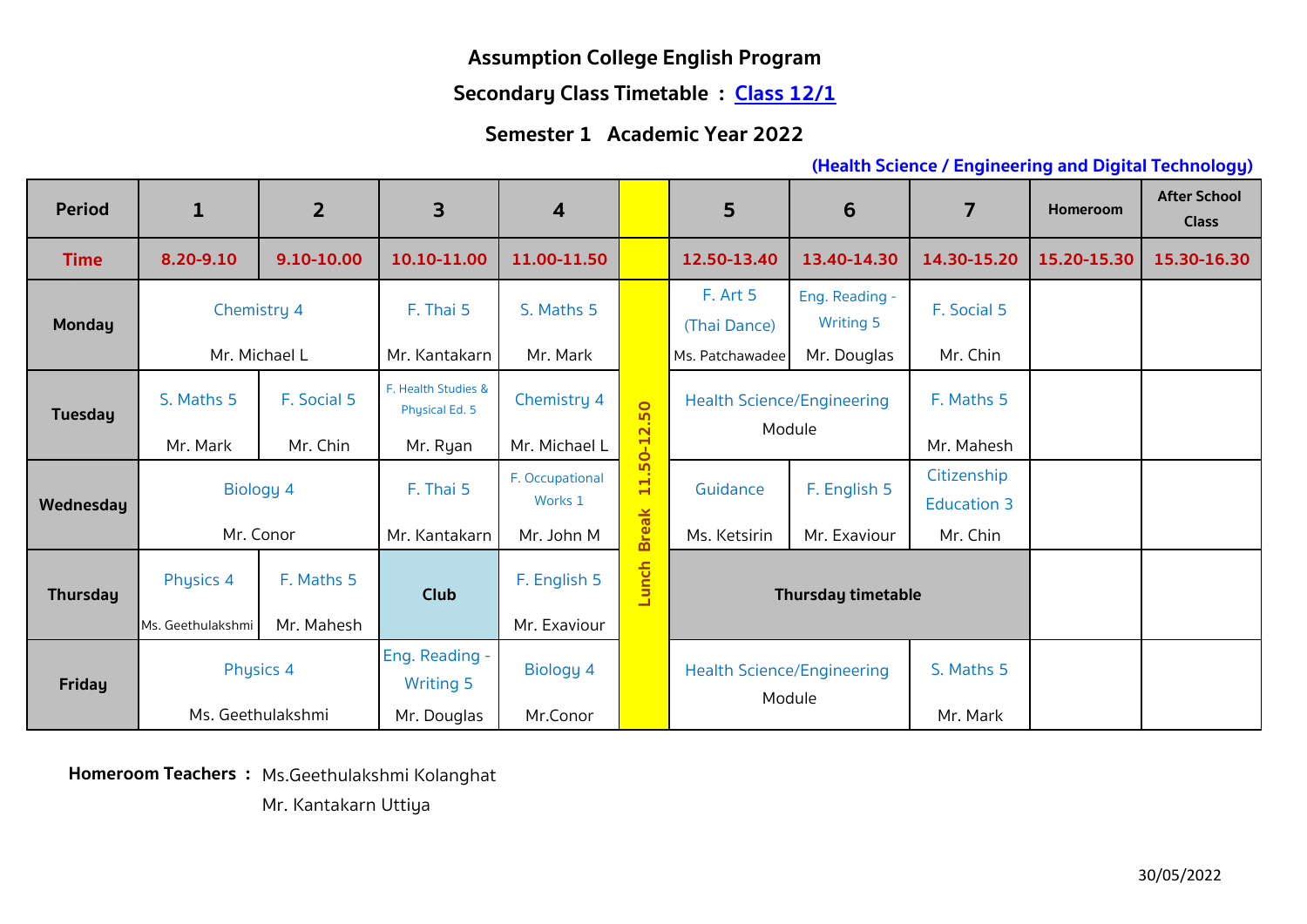# Assumption College English Program

## Secondary Class Timetable : Class 12/1

### Semester 1 Academic Year 2022

**(Health Science / Engineering and Digital Technology)**

| Period | 1 | 2 | 3 | 4 | | 5 | 6 | 7 | Homeroom | After School Class |
|---|---|---|---|---|---|---|---|---|---|---|
| Time | 8.20-9.10 | 9.10-10.00 | 10.10-11.00 | 11.00-11.50 | | 12.50-13.40 | 13.40-14.30 | 14.30-15.20 | 15.20-15.30 | 15.30-16.30 |
| Monday | Chemistry 4 Mr. Michael L | | F. Thai 5 Mr. Kantakarn | S. Maths 5 Mr. Mark | Lunch Break 11.50-12.50 | F. Art 5 (Thai Dance) Ms. Patchawadee | Eng. Reading - Writing 5 Mr. Douglas | F. Social 5 Mr. Chin | | |
| Tuesday | S. Maths 5 Mr. Mark | F. Social 5 Mr. Chin | F. Health Studies & Physical Ed. 5 Mr. Ryan | Chemistry 4 Mr. Michael L | | Health Science/Engineering Module | | F. Maths 5 Mr. Mahesh | | |
| Wednesday | Biology 4 Mr. Conor | | F. Thai 5 Mr. Kantakarn | F. Occupational Works 1 Mr. John M | | Guidance Ms. Ketsirin | F. English 5 Mr. Exaviour | Citizenship Education 3 Mr. Chin | | |
| Thursday | Physics 4 Ms. Geethulakshmi | F. Maths 5 Mr. Mahesh | Club | F. English 5 Mr. Exaviour | | Thursday timetable | | | | |
| Friday | Physics 4 Ms. Geethulakshmi | | Eng. Reading - Writing 5 Mr. Douglas | Biology 4 Mr.Conor | | Health Science/Engineering Module | | S. Maths 5 Mr. Mark | | |

**Homeroom Teachers :** Ms.Geethulakshmi Kolanghat
Mr. Kantakarn Uttiya

30/05/2022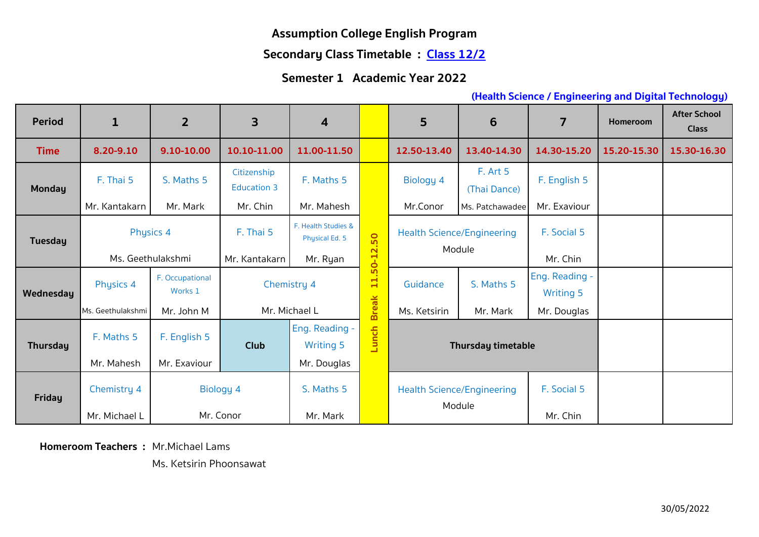**Assumption College English Program**

**Secondary Class Timetable : Class 12/2**

**Semester 1 Academic Year 2022**

**(Health Science / Engineering and Digital Technology)**

| Period | 1 | 2 | 3 | 4 | | 5 | 6 | 7 | Homeroom | After School Class |
|---|---|---|---|---|---|---|---|---|---|---|
| Time | 8.20-9.10 | 9.10-10.00 | 10.10-11.00 | 11.00-11.50 | | 12.50-13.40 | 13.40-14.30 | 14.30-15.20 | 15.20-15.30 | 15.30-16.30 |
| Monday | F. Thai 5 Mr. Kantakarn | S. Maths 5 Mr. Mark | Citizenship Education 3 Mr. Chin | F. Maths 5 Mr. Mahesh | Lunch Break 11.50-12.50 | Biology 4 Mr.Conor | F. Art 5 (Thai Dance) Ms. Patchawadee | F. English 5 Mr. Exaviour | | |
| Tuesday | Physics 4 Ms. Geethulakshmi | | F. Thai 5 Mr. Kantakarn | F. Health Studies & Physical Ed. 5 Mr. Ryan | | Health Science/Engineering Module | | F. Social 5 Mr. Chin | | |
| Wednesday | Physics 4 Ms. Geethulakshmi | F. Occupational Works 1 Mr. John M | Chemistry 4 Mr. Michael L | | | Guidance Ms. Ketsirin | S. Maths 5 Mr. Mark | Eng. Reading - Writing 5 Mr. Douglas | | |
| Thursday | F. Maths 5 Mr. Mahesh | F. English 5 Mr. Exaviour | **Club** | Eng. Reading - Writing 5 Mr. Douglas | | **Thursday timetable** | | | | |
| Friday | Chemistry 4 Mr. Michael L | Biology 4 Mr. Conor | | S. Maths 5 Mr. Mark | | Health Science/Engineering Module | | F. Social 5 Mr. Chin | | |

**Homeroom Teachers :** Mr.Michael Lams
Ms. Ketsirin Phoonsawat

30/05/2022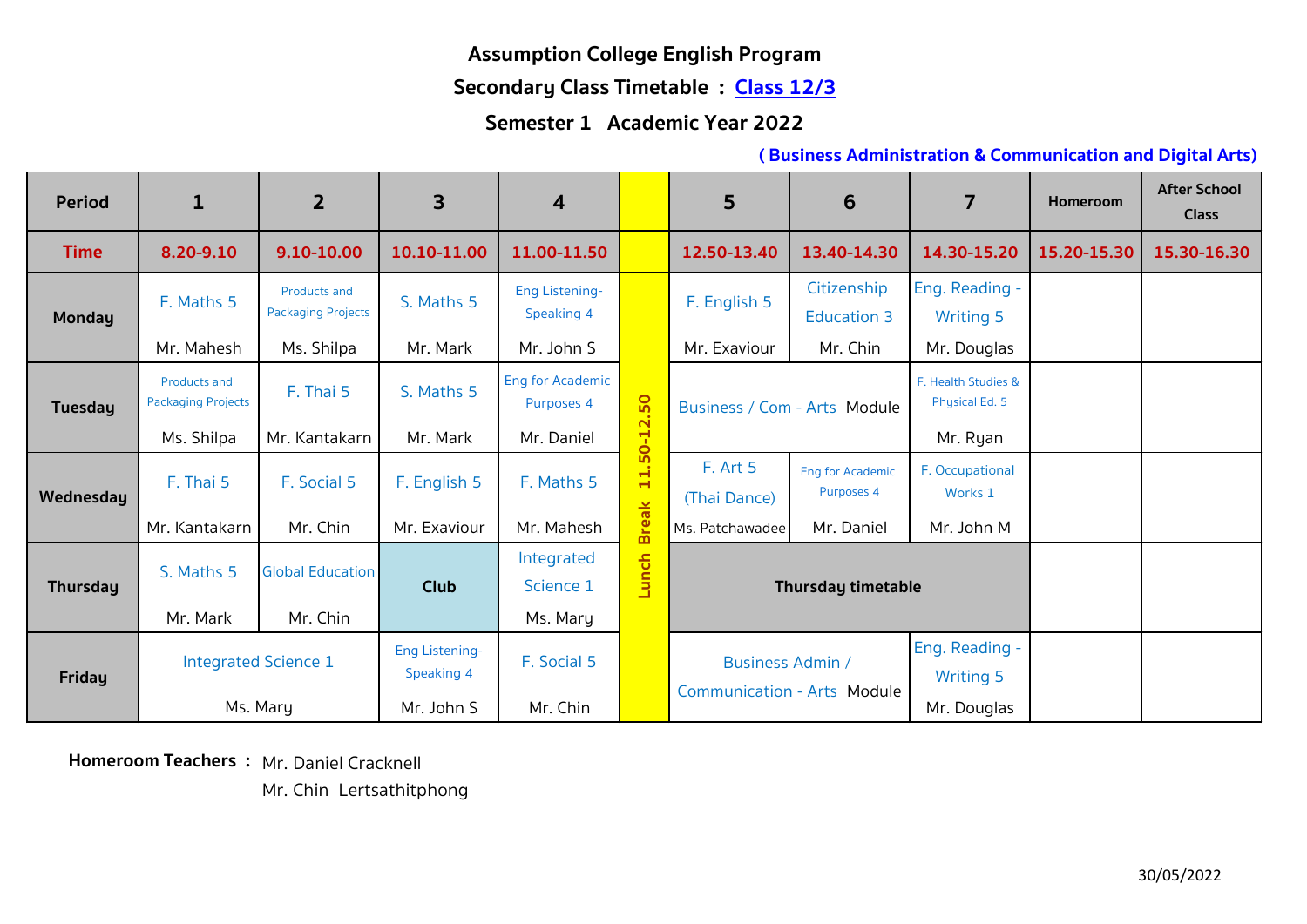**Assumption College English Program**

**Secondary Class Timetable : Class 12/3**

**Semester 1 Academic Year 2022**

**( Business Administration & Communication and Digital Arts)**

| Period | 1 | 2 | 3 | 4 | | 5 | 6 | 7 | Homeroom | After School Class |
|---|---|---|---|---|---|---|---|---|---|---|
| Time | 8.20-9.10 | 9.10-10.00 | 10.10-11.00 | 11.00-11.50 | | 12.50-13.40 | 13.40-14.30 | 14.30-15.20 | 15.20-15.30 | 15.30-16.30 |
| Monday | F. Maths 5 Mr. Mahesh | Products and Packaging Projects Ms. Shilpa | S. Maths 5 Mr. Mark | Eng Listening-Speaking 4 Mr. John S | Lunch Break 11.50-12.50 | F. English 5 Mr. Exaviour | Citizenship Education 3 Mr. Chin | Eng. Reading - Writing 5 Mr. Douglas | | |
| Tuesday | Products and Packaging Projects Ms. Shilpa | F. Thai 5 Mr. Kantakarn | S. Maths 5 Mr. Mark | Eng for Academic Purposes 4 Mr. Daniel | | Business / Com - Arts Module | | F. Health Studies & Physical Ed. 5 Mr. Ryan | | |
| Wednesday | F. Thai 5 Mr. Kantakarn | F. Social 5 Mr. Chin | F. English 5 Mr. Exaviour | F. Maths 5 Mr. Mahesh | | F. Art 5 (Thai Dance) Ms. Patchawadee | Eng for Academic Purposes 4 Mr. Daniel | F. Occupational Works 1 Mr. John M | | |
| Thursday | S. Maths 5 Mr. Mark | Global Education Mr. Chin | Club | Integrated Science 1 Ms. Mary | | Thursday timetable | | | | |
| Friday | Integrated Science 1 Ms. Mary | | Eng Listening-Speaking 4 Mr. John S | F. Social 5 Mr. Chin | | Business Admin / Communication - Arts Module | | Eng. Reading - Writing 5 Mr. Douglas | | |

**Homeroom Teachers :** Mr. Daniel Cracknell
Mr. Chin Lertsathitphong

30/05/2022